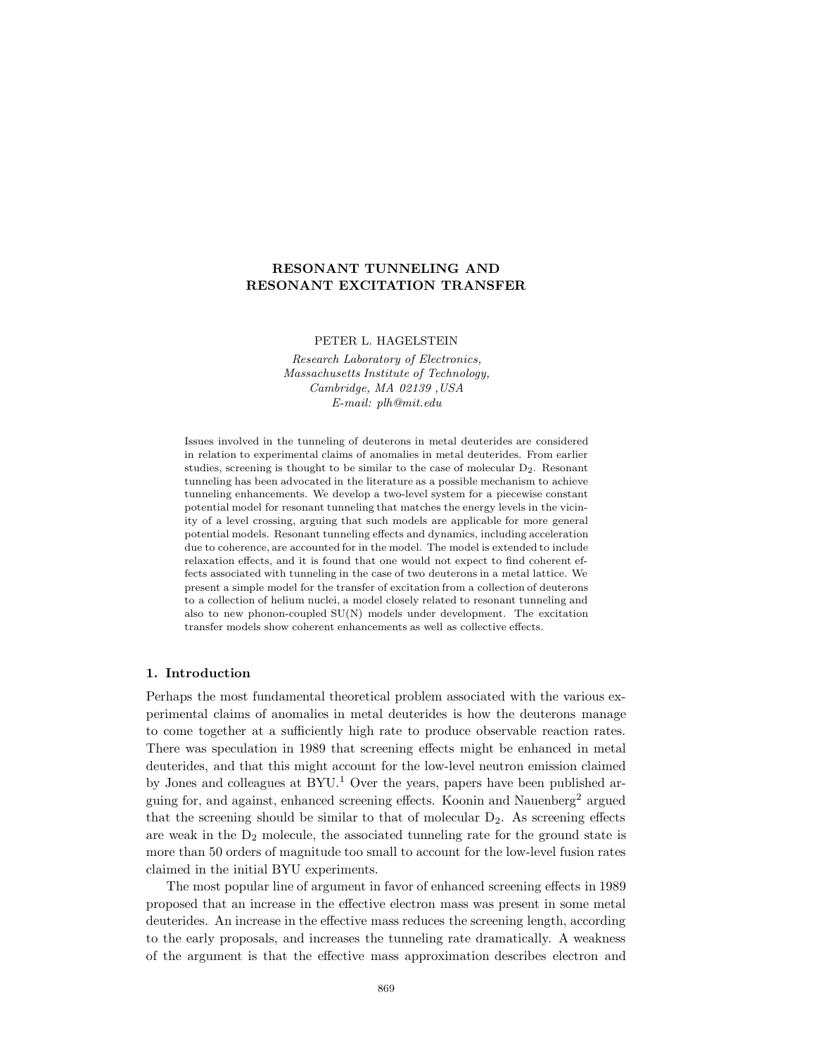# RESONANT TUNNELING AND RESONANT EXCITATION TRANSFER

PETER L. HAGELSTEIN

*Research Laboratory of Electronics,*
*Massachusetts Institute of Technology,*
*Cambridge, MA 02139 ,USA*
*E-mail: plh@mit.edu*

Issues involved in the tunneling of deuterons in metal deuterides are considered in relation to experimental claims of anomalies in metal deuterides. From earlier studies, screening is thought to be similar to the case of molecular $D_2$. Resonant tunneling has been advocated in the literature as a possible mechanism to achieve tunneling enhancements. We develop a two-level system for a piecewise constant potential model for resonant tunneling that matches the energy levels in the vicinity of a level crossing, arguing that such models are applicable for more general potential models. Resonant tunneling effects and dynamics, including acceleration due to coherence, are accounted for in the model. The model is extended to include relaxation effects, and it is found that one would not expect to find coherent effects associated with tunneling in the case of two deuterons in a metal lattice. We present a simple model for the transfer of excitation from a collection of deuterons to a collection of helium nuclei, a model closely related to resonant tunneling and also to new phonon-coupled SU(N) models under development. The excitation transfer models show coherent enhancements as well as collective effects.

## 1. Introduction

Perhaps the most fundamental theoretical problem associated with the various experimental claims of anomalies in metal deuterides is how the deuterons manage to come together at a sufficiently high rate to produce observable reaction rates. There was speculation in 1989 that screening effects might be enhanced in metal deuterides, and that this might account for the low-level neutron emission claimed by Jones and colleagues at BYU.[1] Over the years, papers have been published arguing for, and against, enhanced screening effects. Koonin and Nauenberg[2] argued that the screening should be similar to that of molecular $D_2$. As screening effects are weak in the $D_2$ molecule, the associated tunneling rate for the ground state is more than 50 orders of magnitude too small to account for the low-level fusion rates claimed in the initial BYU experiments.

The most popular line of argument in favor of enhanced screening effects in 1989 proposed that an increase in the effective electron mass was present in some metal deuterides. An increase in the effective mass reduces the screening length, according to the early proposals, and increases the tunneling rate dramatically. A weakness of the argument is that the effective mass approximation describes electron and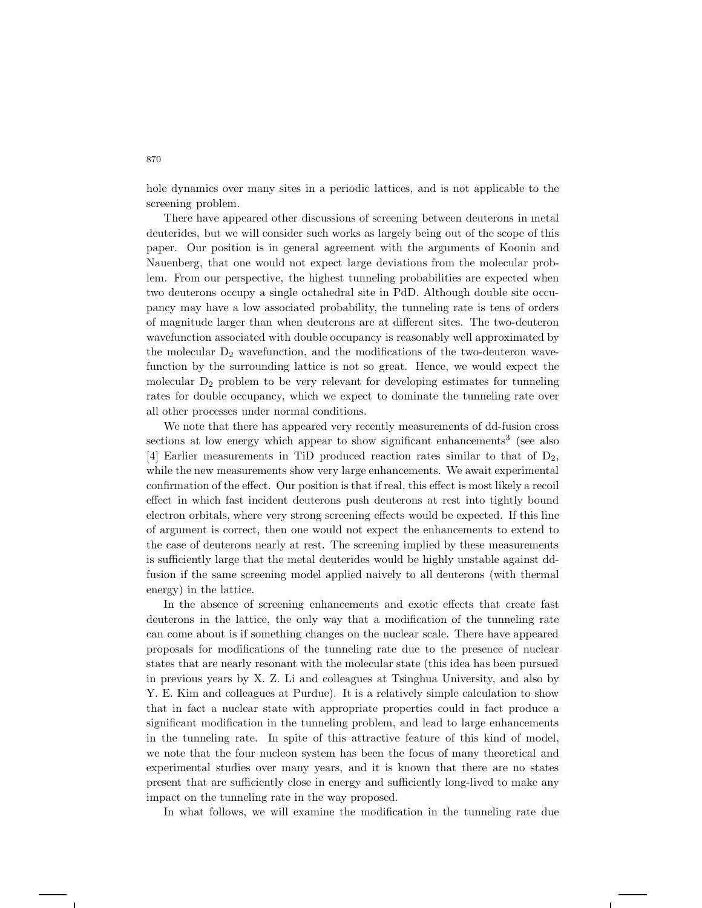hole dynamics over many sites in a periodic lattices, and is not applicable to the screening problem.

There have appeared other discussions of screening between deuterons in metal deuterides, but we will consider such works as largely being out of the scope of this paper. Our position is in general agreement with the arguments of Koonin and Nauenberg, that one would not expect large deviations from the molecular problem. From our perspective, the highest tunneling probabilities are expected when two deuterons occupy a single octahedral site in PdD. Although double site occupancy may have a low associated probability, the tunneling rate is tens of orders of magnitude larger than when deuterons are at different sites. The two-deuteron wavefunction associated with double occupancy is reasonably well approximated by the molecular $D_2$ wavefunction, and the modifications of the two-deuteron wavefunction by the surrounding lattice is not so great. Hence, we would expect the molecular $D_2$ problem to be very relevant for developing estimates for tunneling rates for double occupancy, which we expect to dominate the tunneling rate over all other processes under normal conditions.

We note that there has appeared very recently measurements of dd-fusion cross sections at low energy which appear to show significant enhancements[3] (see also [4] Earlier measurements in TiD produced reaction rates similar to that of $D_2$, while the new measurements show very large enhancements. We await experimental confirmation of the effect. Our position is that if real, this effect is most likely a recoil effect in which fast incident deuterons push deuterons at rest into tightly bound electron orbitals, where very strong screening effects would be expected. If this line of argument is correct, then one would not expect the enhancements to extend to the case of deuterons nearly at rest. The screening implied by these measurements is sufficiently large that the metal deuterides would be highly unstable against dd-fusion if the same screening model applied naively to all deuterons (with thermal energy) in the lattice.

In the absence of screening enhancements and exotic effects that create fast deuterons in the lattice, the only way that a modification of the tunneling rate can come about is if something changes on the nuclear scale. There have appeared proposals for modifications of the tunneling rate due to the presence of nuclear states that are nearly resonant with the molecular state (this idea has been pursued in previous years by X. Z. Li and colleagues at Tsinghua University, and also by Y. E. Kim and colleagues at Purdue). It is a relatively simple calculation to show that in fact a nuclear state with appropriate properties could in fact produce a significant modification in the tunneling problem, and lead to large enhancements in the tunneling rate. In spite of this attractive feature of this kind of model, we note that the four nucleon system has been the focus of many theoretical and experimental studies over many years, and it is known that there are no states present that are sufficiently close in energy and sufficiently long-lived to make any impact on the tunneling rate in the way proposed.

In what follows, we will examine the modification in the tunneling rate due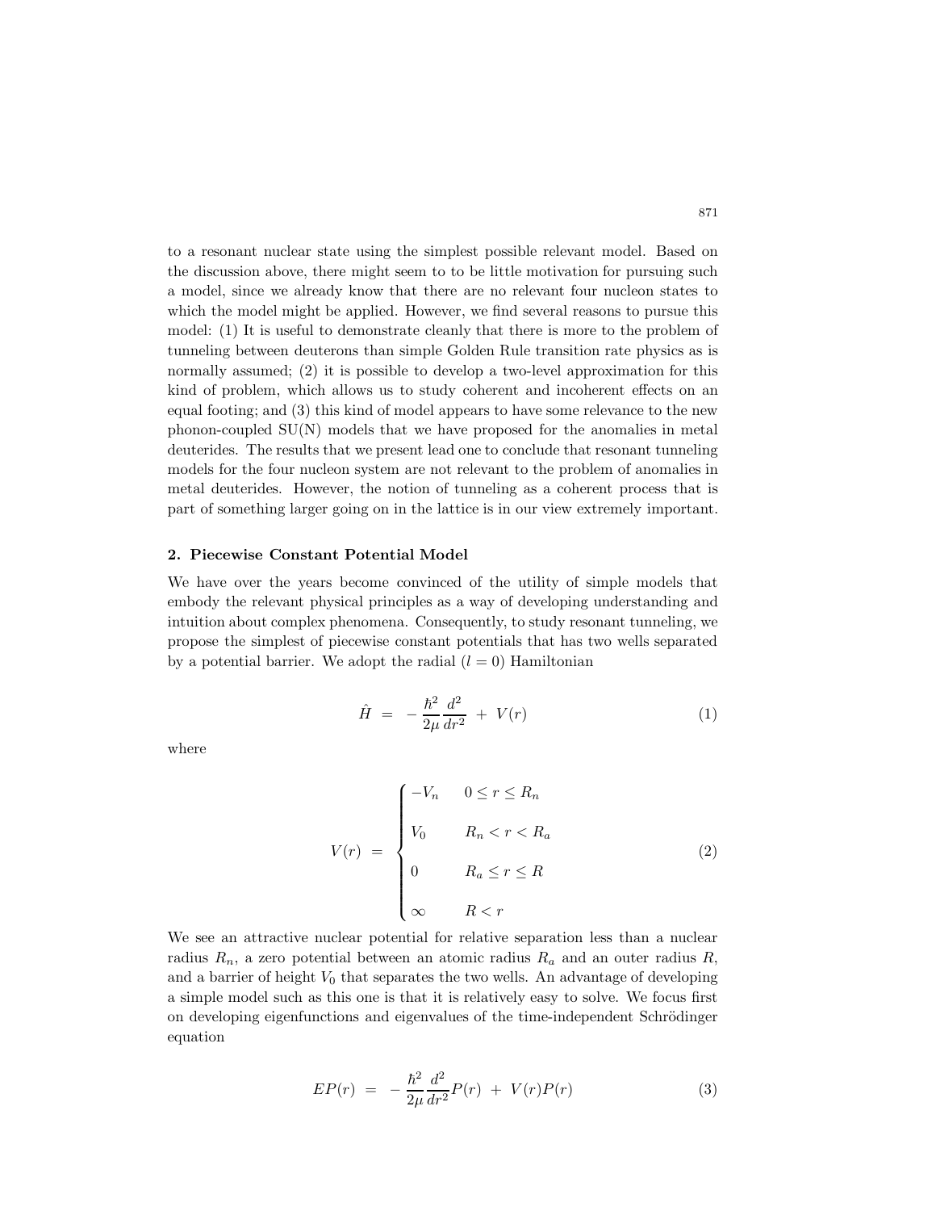to a resonant nuclear state using the simplest possible relevant model. Based on the discussion above, there might seem to to be little motivation for pursuing such a model, since we already know that there are no relevant four nucleon states to which the model might be applied. However, we find several reasons to pursue this model: (1) It is useful to demonstrate cleanly that there is more to the problem of tunneling between deuterons than simple Golden Rule transition rate physics as is normally assumed; (2) it is possible to develop a two-level approximation for this kind of problem, which allows us to study coherent and incoherent effects on an equal footing; and (3) this kind of model appears to have some relevance to the new phonon-coupled SU(N) models that we have proposed for the anomalies in metal deuterides. The results that we present lead one to conclude that resonant tunneling models for the four nucleon system are not relevant to the problem of anomalies in metal deuterides. However, the notion of tunneling as a coherent process that is part of something larger going on in the lattice is in our view extremely important.

## 2. Piecewise Constant Potential Model

We have over the years become convinced of the utility of simple models that embody the relevant physical principles as a way of developing understanding and intuition about complex phenomena. Consequently, to study resonant tunneling, we propose the simplest of piecewise constant potentials that has two wells separated by a potential barrier. We adopt the radial ($l = 0$) Hamiltonian

$$\hat{H} \;=\; -\frac{\hbar^2}{2\mu}\frac{d^2}{dr^2} \;+\; V(r) \tag{1}$$

where

$$V(r) \;=\; \begin{cases} -V_n & 0 \leq r \leq R_n \\ V_0 & R_n < r < R_a \\ 0 & R_a \leq r \leq R \\ \infty & R < r \end{cases} \tag{2}$$

We see an attractive nuclear potential for relative separation less than a nuclear radius $R_n$, a zero potential between an atomic radius $R_a$ and an outer radius $R$, and a barrier of height $V_0$ that separates the two wells. An advantage of developing a simple model such as this one is that it is relatively easy to solve. We focus first on developing eigenfunctions and eigenvalues of the time-independent Schrödinger equation

$$EP(r) \;=\; -\frac{\hbar^2}{2\mu}\frac{d^2}{dr^2}P(r) \;+\; V(r)P(r) \tag{3}$$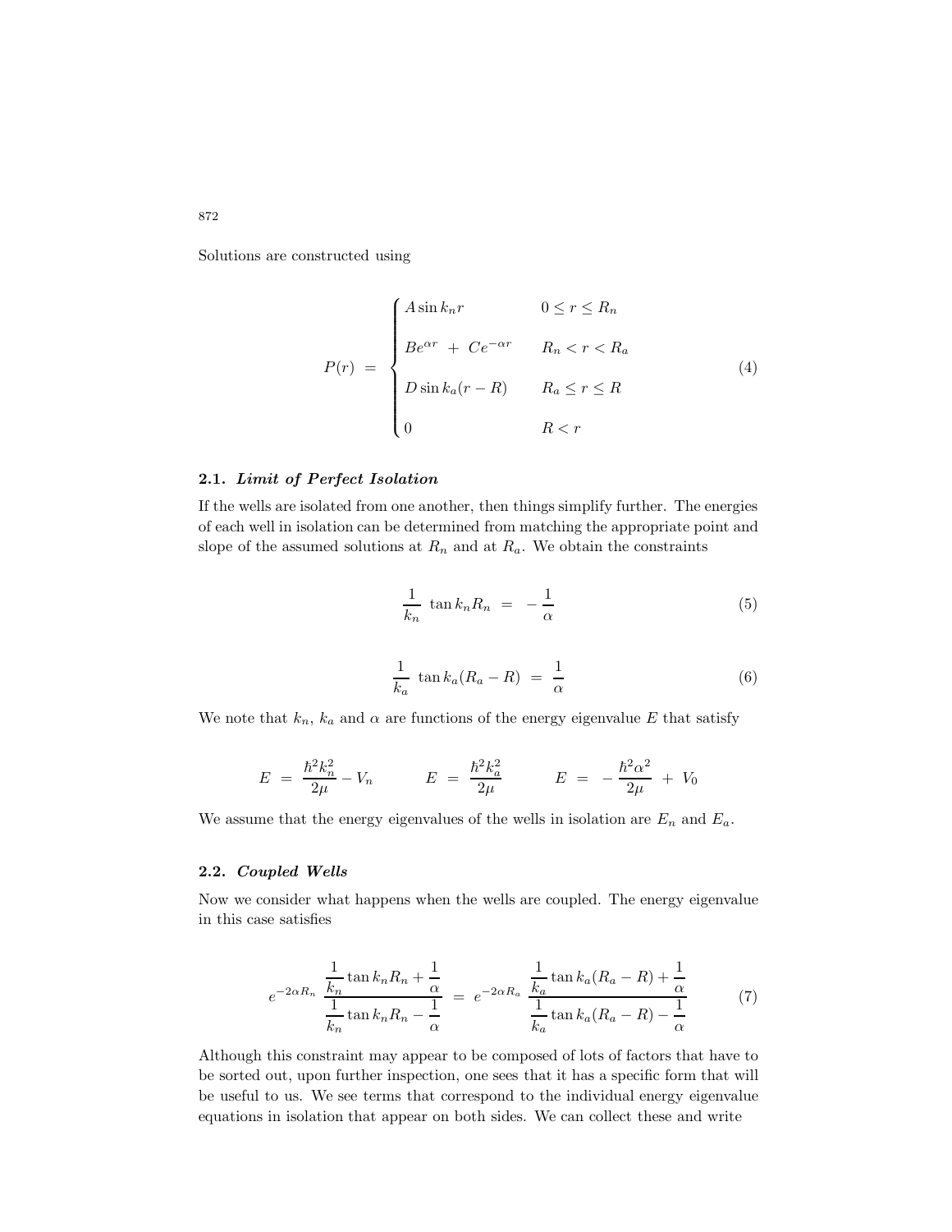Solutions are constructed using

$$
P(r) \;=\; \begin{cases} A \sin k_n r & 0 \leq r \leq R_n \\[2ex] B e^{\alpha r} \;+\; C e^{-\alpha r} & R_n < r < R_a \\[2ex] D \sin k_a (r - R) & R_a \leq r \leq R \\[2ex] 0 & R < r \end{cases} \tag{4}
$$

### 2.1. *Limit of Perfect Isolation*

If the wells are isolated from one another, then things simplify further. The energies of each well in isolation can be determined from matching the appropriate point and slope of the assumed solutions at $R_n$ and at $R_a$. We obtain the constraints

$$
\frac{1}{k_n}\,\tan k_n R_n \;=\; -\frac{1}{\alpha} \tag{5}
$$

$$
\frac{1}{k_a}\,\tan k_a (R_a - R) \;=\; \frac{1}{\alpha} \tag{6}
$$

We note that $k_n$, $k_a$ and $\alpha$ are functions of the energy eigenvalue $E$ that satisfy

$$
E \;=\; \frac{\hbar^2 k_n^2}{2\mu} - V_n \qquad\qquad E \;=\; \frac{\hbar^2 k_a^2}{2\mu} \qquad\qquad E \;=\; -\frac{\hbar^2 \alpha^2}{2\mu} \;+\; V_0
$$

We assume that the energy eigenvalues of the wells in isolation are $E_n$ and $E_a$.

### 2.2. *Coupled Wells*

Now we consider what happens when the wells are coupled. The energy eigenvalue in this case satisfies

$$
e^{-2\alpha R_n}\; \frac{\dfrac{1}{k_n}\tan k_n R_n + \dfrac{1}{\alpha}}{\dfrac{1}{k_n}\tan k_n R_n - \dfrac{1}{\alpha}} \;=\; e^{-2\alpha R_a}\; \frac{\dfrac{1}{k_a}\tan k_a (R_a - R) + \dfrac{1}{\alpha}}{\dfrac{1}{k_a}\tan k_a (R_a - R) - \dfrac{1}{\alpha}} \tag{7}
$$

Although this constraint may appear to be composed of lots of factors that have to be sorted out, upon further inspection, one sees that it has a specific form that will be useful to us. We see terms that correspond to the individual energy eigenvalue equations in isolation that appear on both sides. We can collect these and write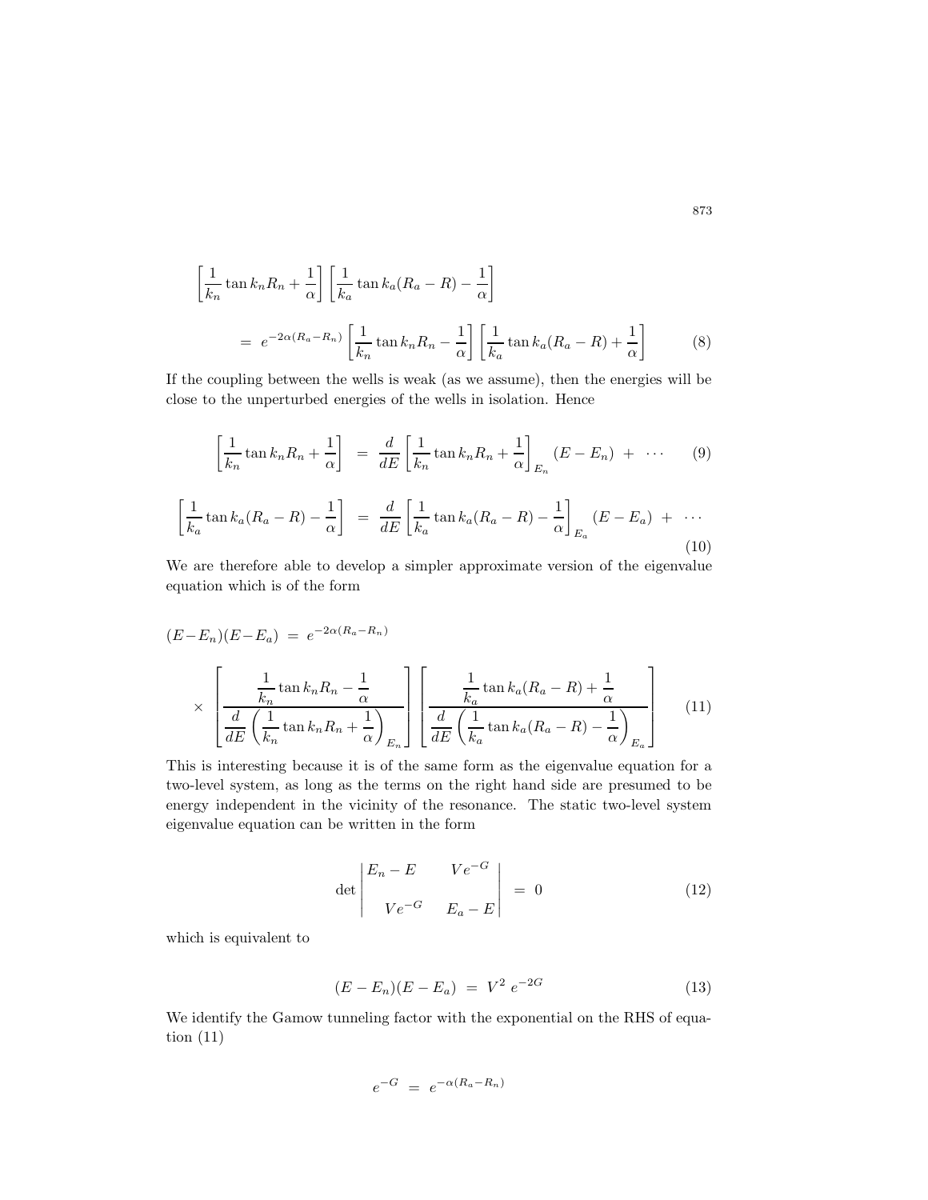$$
\left[\frac{1}{k_n}\tan k_n R_n + \frac{1}{\alpha}\right]\left[\frac{1}{k_a}\tan k_a(R_a - R) - \frac{1}{\alpha}\right]
$$

$$
= \; e^{-2\alpha(R_a - R_n)}\left[\frac{1}{k_n}\tan k_n R_n - \frac{1}{\alpha}\right]\left[\frac{1}{k_a}\tan k_a(R_a - R) + \frac{1}{\alpha}\right] \tag{8}
$$

If the coupling between the wells is weak (as we assume), then the energies will be close to the unperturbed energies of the wells in isolation. Hence

$$
\left[\frac{1}{k_n}\tan k_n R_n + \frac{1}{\alpha}\right] \;=\; \frac{d}{dE}\left[\frac{1}{k_n}\tan k_n R_n + \frac{1}{\alpha}\right]_{E_n}(E - E_n) \;+\; \cdots \tag{9}
$$

$$
\left[\frac{1}{k_a}\tan k_a(R_a - R) - \frac{1}{\alpha}\right] \;=\; \frac{d}{dE}\left[\frac{1}{k_a}\tan k_a(R_a - R) - \frac{1}{\alpha}\right]_{E_a}(E - E_a) \;+\; \cdots \tag{10}
$$

We are therefore able to develop a simpler approximate version of the eigenvalue equation which is of the form

$$
(E-E_n)(E-E_a) \;=\; e^{-2\alpha(R_a - R_n)}
$$

$$
\times \left[\frac{\dfrac{1}{k_n}\tan k_n R_n - \dfrac{1}{\alpha}}{\dfrac{d}{dE}\left(\dfrac{1}{k_n}\tan k_n R_n + \dfrac{1}{\alpha}\right)_{E_n}}\right]\left[\frac{\dfrac{1}{k_a}\tan k_a(R_a - R) + \dfrac{1}{\alpha}}{\dfrac{d}{dE}\left(\dfrac{1}{k_a}\tan k_a(R_a - R) - \dfrac{1}{\alpha}\right)_{E_a}}\right] \tag{11}
$$

This is interesting because it is of the same form as the eigenvalue equation for a two-level system, as long as the terms on the right hand side are presumed to be energy independent in the vicinity of the resonance. The static two-level system eigenvalue equation can be written in the form

$$
\det\begin{vmatrix} E_n - E & Ve^{-G} \\ Ve^{-G} & E_a - E \end{vmatrix} \;=\; 0 \tag{12}
$$

which is equivalent to

$$
(E - E_n)(E - E_a) \;=\; V^2 \, e^{-2G} \tag{13}
$$

We identify the Gamow tunneling factor with the exponential on the RHS of equation (11)

$$
e^{-G} \;=\; e^{-\alpha(R_a - R_n)}
$$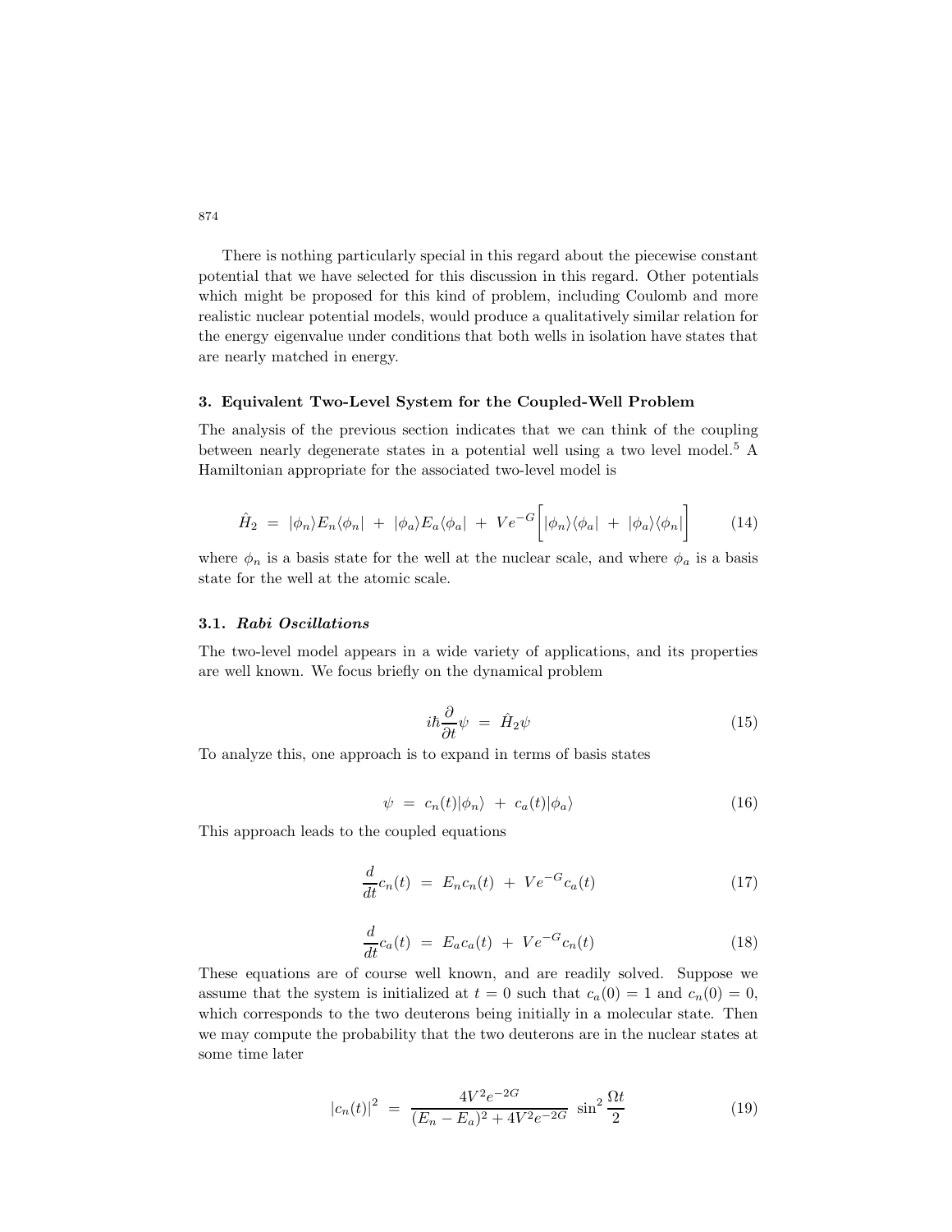There is nothing particularly special in this regard about the piecewise constant potential that we have selected for this discussion in this regard. Other potentials which might be proposed for this kind of problem, including Coulomb and more realistic nuclear potential models, would produce a qualitatively similar relation for the energy eigenvalue under conditions that both wells in isolation have states that are nearly matched in energy.

## 3. Equivalent Two-Level System for the Coupled-Well Problem

The analysis of the previous section indicates that we can think of the coupling between nearly degenerate states in a potential well using a two level model.[5] A Hamiltonian appropriate for the associated two-level model is

$$\hat{H}_2 \ = \ |\phi_n\rangle E_n \langle \phi_n| \ + \ |\phi_a\rangle E_a \langle \phi_a| \ + \ Ve^{-G}\Big[|\phi_n\rangle\langle\phi_a| \ + \ |\phi_a\rangle\langle\phi_n|\Big] \tag{14}$$

where $\phi_n$ is a basis state for the well at the nuclear scale, and where $\phi_a$ is a basis state for the well at the atomic scale.

### 3.1. *Rabi Oscillations*

The two-level model appears in a wide variety of applications, and its properties are well known. We focus briefly on the dynamical problem

$$i\hbar\frac{\partial}{\partial t}\psi \ = \ \hat{H}_2\psi \tag{15}$$

To analyze this, one approach is to expand in terms of basis states

$$\psi \ = \ c_n(t)|\phi_n\rangle \ + \ c_a(t)|\phi_a\rangle \tag{16}$$

This approach leads to the coupled equations

$$\frac{d}{dt}c_n(t) \ = \ E_n c_n(t) \ + \ Ve^{-G}c_a(t) \tag{17}$$

$$\frac{d}{dt}c_a(t) \ = \ E_a c_a(t) \ + \ Ve^{-G}c_n(t) \tag{18}$$

These equations are of course well known, and are readily solved. Suppose we assume that the system is initialized at $t = 0$ such that $c_a(0) = 1$ and $c_n(0) = 0$, which corresponds to the two deuterons being initially in a molecular state. Then we may compute the probability that the two deuterons are in the nuclear states at some time later

$$|c_n(t)|^2 \ = \ \frac{4V^2e^{-2G}}{(E_n - E_a)^2 + 4V^2e^{-2G}} \ \sin^2\frac{\Omega t}{2} \tag{19}$$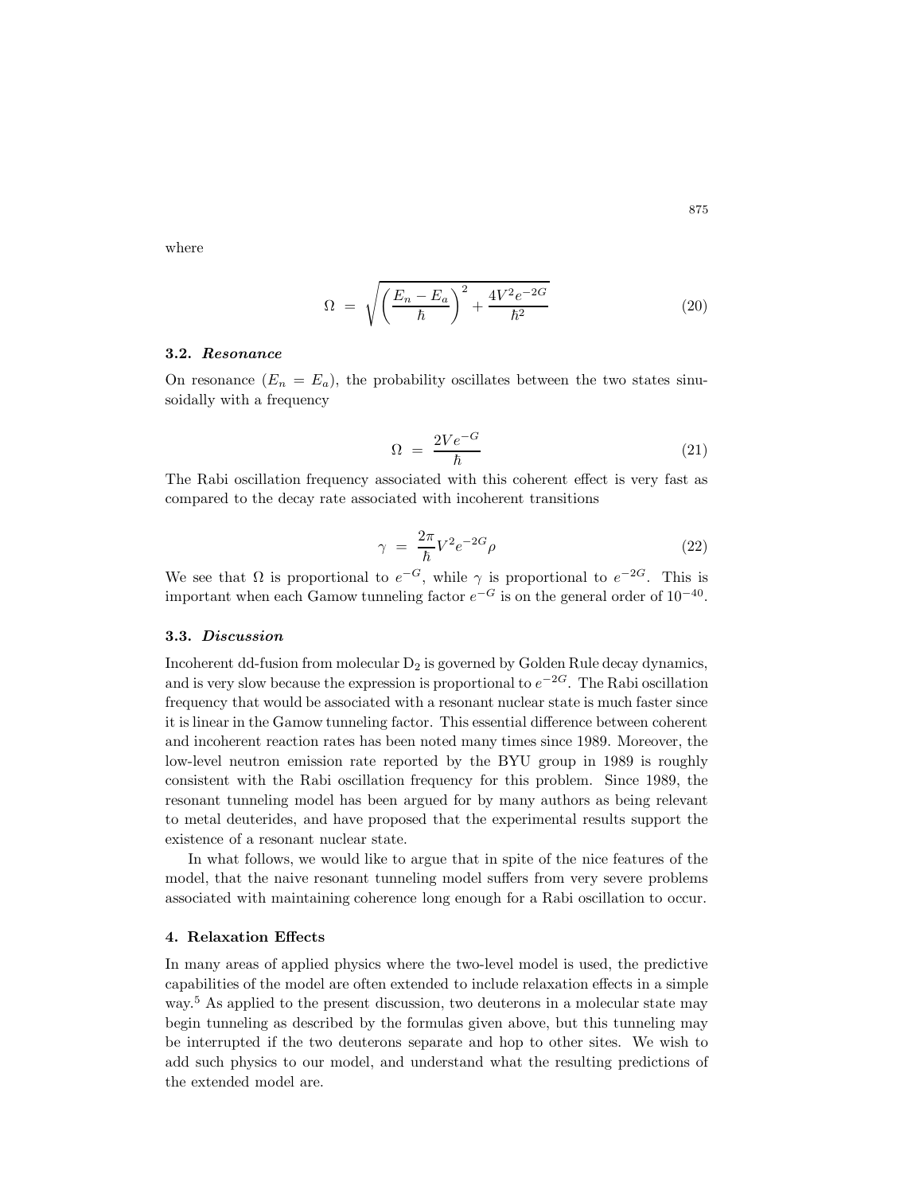where

$$\Omega = \sqrt{\left(\frac{E_n - E_a}{\hbar}\right)^2 + \frac{4V^2 e^{-2G}}{\hbar^2}} \tag{20}$$

### 3.2. *Resonance*

On resonance ($E_n = E_a$), the probability oscillates between the two states sinusoidally with a frequency

$$\Omega = \frac{2Ve^{-G}}{\hbar} \tag{21}$$

The Rabi oscillation frequency associated with this coherent effect is very fast as compared to the decay rate associated with incoherent transitions

$$\gamma = \frac{2\pi}{\hbar} V^2 e^{-2G} \rho \tag{22}$$

We see that $\Omega$ is proportional to $e^{-G}$, while $\gamma$ is proportional to $e^{-2G}$. This is important when each Gamow tunneling factor $e^{-G}$ is on the general order of $10^{-40}$.

### 3.3. *Discussion*

Incoherent dd-fusion from molecular $D_2$ is governed by Golden Rule decay dynamics, and is very slow because the expression is proportional to $e^{-2G}$. The Rabi oscillation frequency that would be associated with a resonant nuclear state is much faster since it is linear in the Gamow tunneling factor. This essential difference between coherent and incoherent reaction rates has been noted many times since 1989. Moreover, the low-level neutron emission rate reported by the BYU group in 1989 is roughly consistent with the Rabi oscillation frequency for this problem. Since 1989, the resonant tunneling model has been argued for by many authors as being relevant to metal deuterides, and have proposed that the experimental results support the existence of a resonant nuclear state.

In what follows, we would like to argue that in spite of the nice features of the model, that the naive resonant tunneling model suffers from very severe problems associated with maintaining coherence long enough for a Rabi oscillation to occur.

## 4. Relaxation Effects

In many areas of applied physics where the two-level model is used, the predictive capabilities of the model are often extended to include relaxation effects in a simple way.[5] As applied to the present discussion, two deuterons in a molecular state may begin tunneling as described by the formulas given above, but this tunneling may be interrupted if the two deuterons separate and hop to other sites. We wish to add such physics to our model, and understand what the resulting predictions of the extended model are.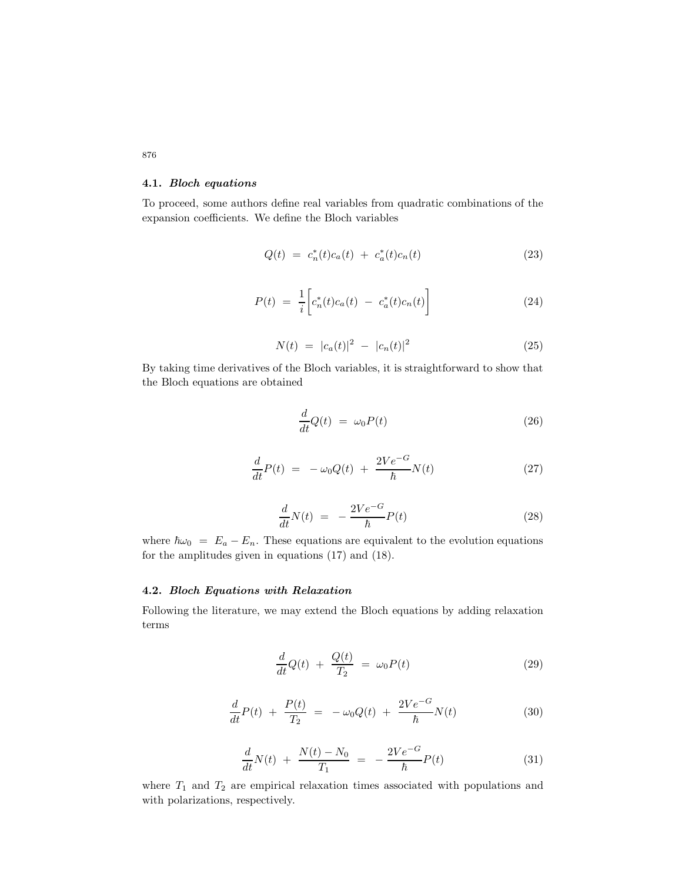### 4.1. *Bloch equations*

To proceed, some authors define real variables from quadratic combinations of the expansion coefficients. We define the Bloch variables

$$Q(t) \ = \ c_n^*(t)c_a(t) \ + \ c_a^*(t)c_n(t) \tag{23}$$

$$P(t) \ = \ \frac{1}{i}\bigg[c_n^*(t)c_a(t) \ - \ c_a^*(t)c_n(t)\bigg] \tag{24}$$

$$N(t) \ = \ |c_a(t)|^2 \ - \ |c_n(t)|^2 \tag{25}$$

By taking time derivatives of the Bloch variables, it is straightforward to show that the Bloch equations are obtained

$$\frac{d}{dt}Q(t) \ = \ \omega_0 P(t) \tag{26}$$

$$\frac{d}{dt}P(t) \ = \ -\omega_0 Q(t) \ + \ \frac{2Ve^{-G}}{\hbar}N(t) \tag{27}$$

$$\frac{d}{dt}N(t) \ = \ -\frac{2Ve^{-G}}{\hbar}P(t) \tag{28}$$

where $\hbar\omega_0 \ = \ E_a - E_n$. These equations are equivalent to the evolution equations for the amplitudes given in equations (17) and (18).

### 4.2. *Bloch Equations with Relaxation*

Following the literature, we may extend the Bloch equations by adding relaxation terms

$$\frac{d}{dt}Q(t) \ + \ \frac{Q(t)}{T_2} \ = \ \omega_0 P(t) \tag{29}$$

$$\frac{d}{dt}P(t) \ + \ \frac{P(t)}{T_2} \ = \ -\omega_0 Q(t) \ + \ \frac{2Ve^{-G}}{\hbar}N(t) \tag{30}$$

$$\frac{d}{dt}N(t) \ + \ \frac{N(t) - N_0}{T_1} \ = \ -\frac{2Ve^{-G}}{\hbar}P(t) \tag{31}$$

where $T_1$ and $T_2$ are empirical relaxation times associated with populations and with polarizations, respectively.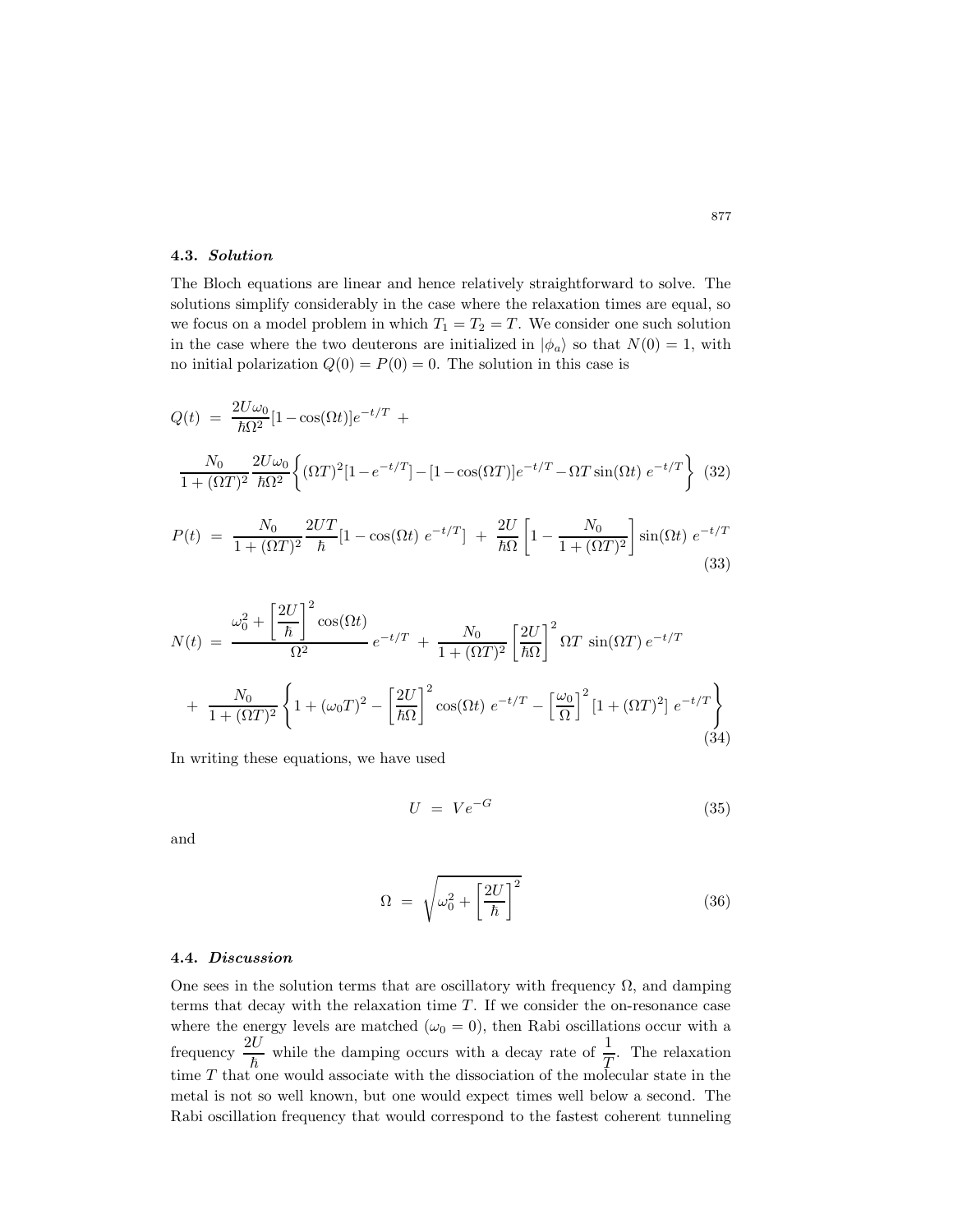### 4.3. *Solution*

The Bloch equations are linear and hence relatively straightforward to solve. The solutions simplify considerably in the case where the relaxation times are equal, so we focus on a model problem in which $T_1 = T_2 = T$. We consider one such solution in the case where the two deuterons are initialized in $|\phi_a\rangle$ so that $N(0) = 1$, with no initial polarization $Q(0) = P(0) = 0$. The solution in this case is

$$
\begin{aligned}
Q(t) \; &= \; \frac{2U\omega_0}{\hbar\Omega^2}[1-\cos(\Omega t)]e^{-t/T} \; + \\
&\frac{N_0}{1+(\Omega T)^2}\frac{2U\omega_0}{\hbar\Omega^2}\left\{(\Omega T)^2[1-e^{-t/T}] - [1-\cos(\Omega T)]e^{-t/T} - \Omega T\sin(\Omega t)\; e^{-t/T}\right\}
\end{aligned}
\tag{32}
$$

$$
P(t) \; = \; \frac{N_0}{1+(\Omega T)^2}\frac{2UT}{\hbar}[1-\cos(\Omega t)\; e^{-t/T}] \; + \; \frac{2U}{\hbar\Omega}\left[1-\frac{N_0}{1+(\Omega T)^2}\right]\sin(\Omega t)\; e^{-t/T}
\tag{33}
$$

$$
\begin{aligned}
N(t) \; &= \; \frac{\omega_0^2 + \left[\dfrac{2U}{\hbar}\right]^2 \cos(\Omega t)}{\Omega^2}\; e^{-t/T} \; + \; \frac{N_0}{1+(\Omega T)^2}\left[\frac{2U}{\hbar\Omega}\right]^2 \Omega T\; \sin(\Omega T)\, e^{-t/T} \\
&+ \; \frac{N_0}{1+(\Omega T)^2}\left\{1+(\omega_0 T)^2 - \left[\frac{2U}{\hbar\Omega}\right]^2\cos(\Omega t)\; e^{-t/T} - \left[\frac{\omega_0}{\Omega}\right]^2 [1+(\Omega T)^2]\; e^{-t/T}\right\}
\end{aligned}
\tag{34}
$$

In writing these equations, we have used

$$
U \; = \; V e^{-G}
\tag{35}
$$

and

$$
\Omega \; = \; \sqrt{\omega_0^2 + \left[\frac{2U}{\hbar}\right]^2}
\tag{36}
$$

### 4.4. *Discussion*

One sees in the solution terms that are oscillatory with frequency $\Omega$, and damping terms that decay with the relaxation time $T$. If we consider the on-resonance case where the energy levels are matched ($\omega_0 = 0$), then Rabi oscillations occur with a frequency $\frac{2U}{\hbar}$ while the damping occurs with a decay rate of $\frac{1}{T}$. The relaxation time $T$ that one would associate with the dissociation of the molecular state in the metal is not so well known, but one would expect times well below a second. The Rabi oscillation frequency that would correspond to the fastest coherent tunneling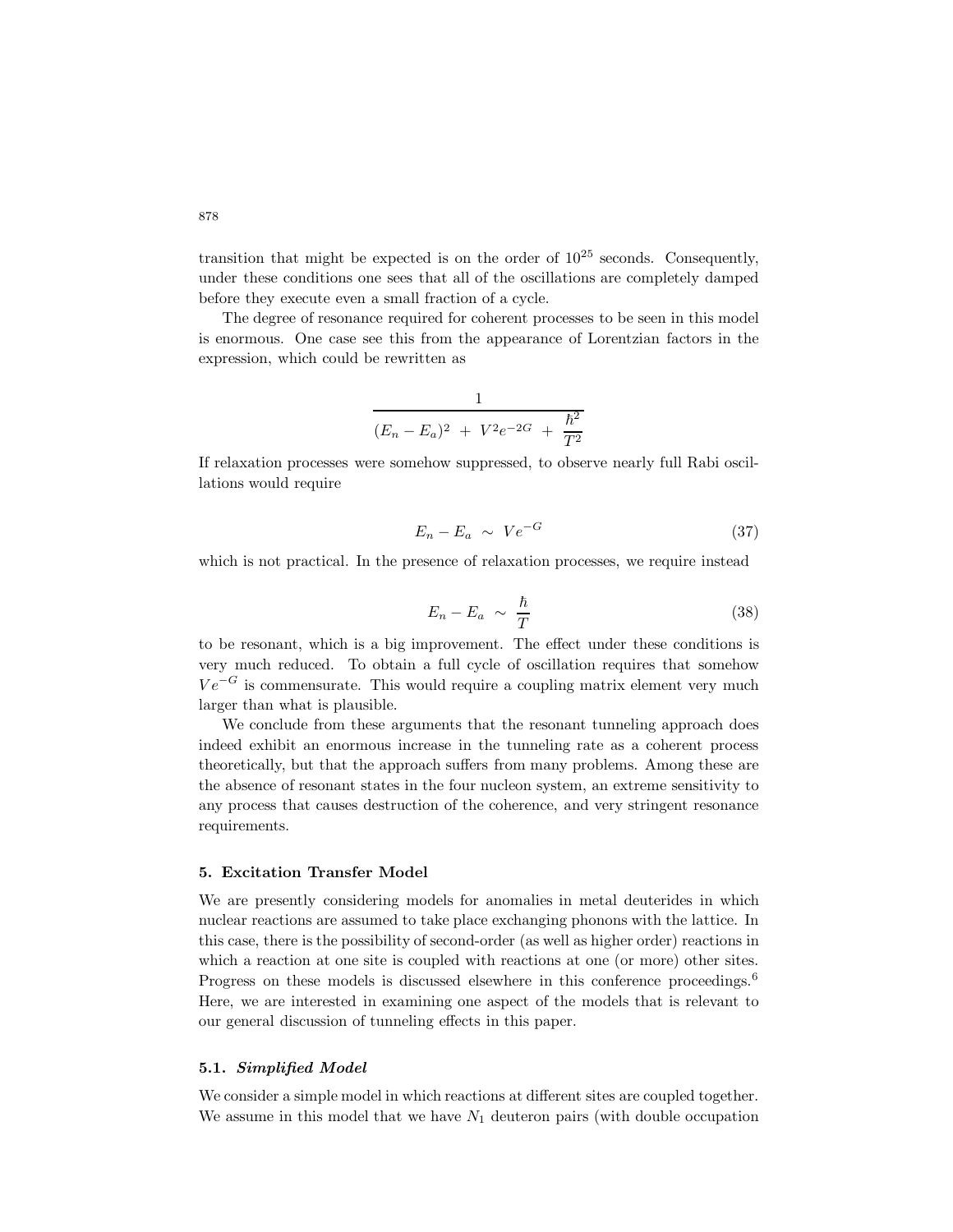transition that might be expected is on the order of $10^{25}$ seconds. Consequently, under these conditions one sees that all of the oscillations are completely damped before they execute even a small fraction of a cycle.

The degree of resonance required for coherent processes to be seen in this model is enormous. One case see this from the appearance of Lorentzian factors in the expression, which could be rewritten as

$$\frac{1}{(E_n - E_a)^2 \ + \ V^2 e^{-2G} \ + \ \frac{\hbar^2}{T^2}}$$

If relaxation processes were somehow suppressed, to observe nearly full Rabi oscillations would require

$$E_n - E_a \ \sim \ V e^{-G} \tag{37}$$

which is not practical. In the presence of relaxation processes, we require instead

$$E_n - E_a \ \sim \ \frac{\hbar}{T} \tag{38}$$

to be resonant, which is a big improvement. The effect under these conditions is very much reduced. To obtain a full cycle of oscillation requires that somehow $Ve^{-G}$ is commensurate. This would require a coupling matrix element very much larger than what is plausible.

We conclude from these arguments that the resonant tunneling approach does indeed exhibit an enormous increase in the tunneling rate as a coherent process theoretically, but that the approach suffers from many problems. Among these are the absence of resonant states in the four nucleon system, an extreme sensitivity to any process that causes destruction of the coherence, and very stringent resonance requirements.

## 5. Excitation Transfer Model

We are presently considering models for anomalies in metal deuterides in which nuclear reactions are assumed to take place exchanging phonons with the lattice. In this case, there is the possibility of second-order (as well as higher order) reactions in which a reaction at one site is coupled with reactions at one (or more) other sites. Progress on these models is discussed elsewhere in this conference proceedings.[6] Here, we are interested in examining one aspect of the models that is relevant to our general discussion of tunneling effects in this paper.

### 5.1. *Simplified Model*

We consider a simple model in which reactions at different sites are coupled together. We assume in this model that we have $N_1$ deuteron pairs (with double occupation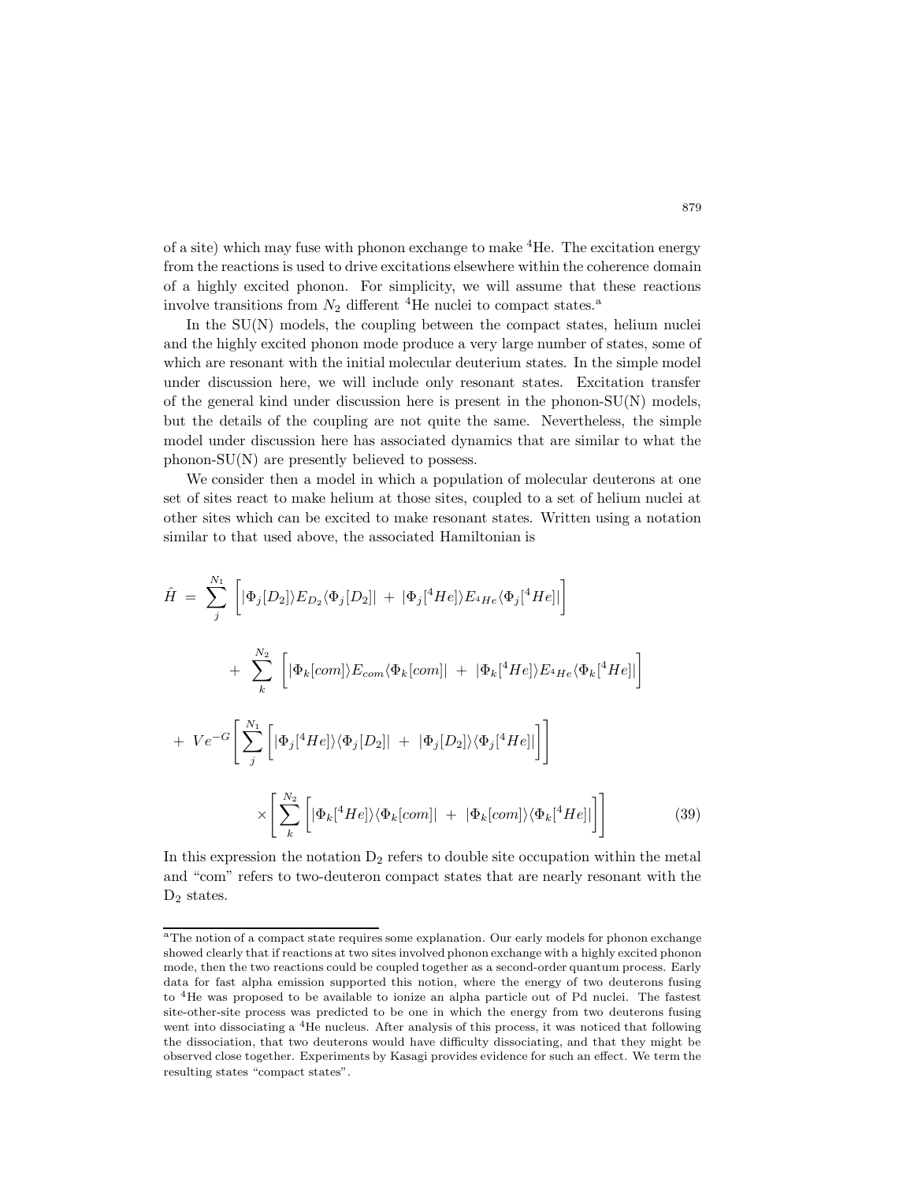of a site) which may fuse with phonon exchange to make $^4$He. The excitation energy from the reactions is used to drive excitations elsewhere within the coherence domain of a highly excited phonon. For simplicity, we will assume that these reactions involve transitions from $N_2$ different $^4$He nuclei to compact states.[a]

In the SU(N) models, the coupling between the compact states, helium nuclei and the highly excited phonon mode produce a very large number of states, some of which are resonant with the initial molecular deuterium states. In the simple model under discussion here, we will include only resonant states. Excitation transfer of the general kind under discussion here is present in the phonon-SU(N) models, but the details of the coupling are not quite the same. Nevertheless, the simple model under discussion here has associated dynamics that are similar to what the phonon-SU(N) are presently believed to possess.

We consider then a model in which a population of molecular deuterons at one set of sites react to make helium at those sites, coupled to a set of helium nuclei at other sites which can be excited to make resonant states. Written using a notation similar to that used above, the associated Hamiltonian is

$$
\begin{aligned}
\hat{H} \;=\; & \sum_{j}^{N_1} \left[ |\Phi_j[D_2]\rangle E_{D_2} \langle \Phi_j[D_2]| \;+\; |\Phi_j[^4He]\rangle E_{^4He} \langle \Phi_j[^4He]| \right] \\
& + \; \sum_{k}^{N_2} \left[ |\Phi_k[com]\rangle E_{com} \langle \Phi_k[com]| \;+\; |\Phi_k[^4He]\rangle E_{^4He} \langle \Phi_k[^4He]| \right] \\
& + \; V e^{-G} \left[ \sum_{j}^{N_1} \left[ |\Phi_j[^4He]\rangle \langle \Phi_j[D_2]| \;+\; |\Phi_j[D_2]\rangle \langle \Phi_j[^4He]| \right] \right] \\
& \qquad \times \left[ \sum_{k}^{N_2} \left[ |\Phi_k[^4He]\rangle \langle \Phi_k[com]| \;+\; |\Phi_k[com]\rangle \langle \Phi_k[^4He]| \right] \right]
\end{aligned}
\qquad (39)
$$

In this expression the notation $D_2$ refers to double site occupation within the metal and "com" refers to two-deuteron compact states that are nearly resonant with the $D_2$ states.

[a] The notion of a compact state requires some explanation. Our early models for phonon exchange showed clearly that if reactions at two sites involved phonon exchange with a highly excited phonon mode, then the two reactions could be coupled together as a second-order quantum process. Early data for fast alpha emission supported this notion, where the energy of two deuterons fusing to $^4$He was proposed to be available to ionize an alpha particle out of Pd nuclei. The fastest site-other-site process was predicted to be one in which the energy from two deuterons fusing went into dissociating a $^4$He nucleus. After analysis of this process, it was noticed that following the dissociation, that two deuterons would have difficulty dissociating, and that they might be observed close together. Experiments by Kasagi provides evidence for such an effect. We term the resulting states "compact states".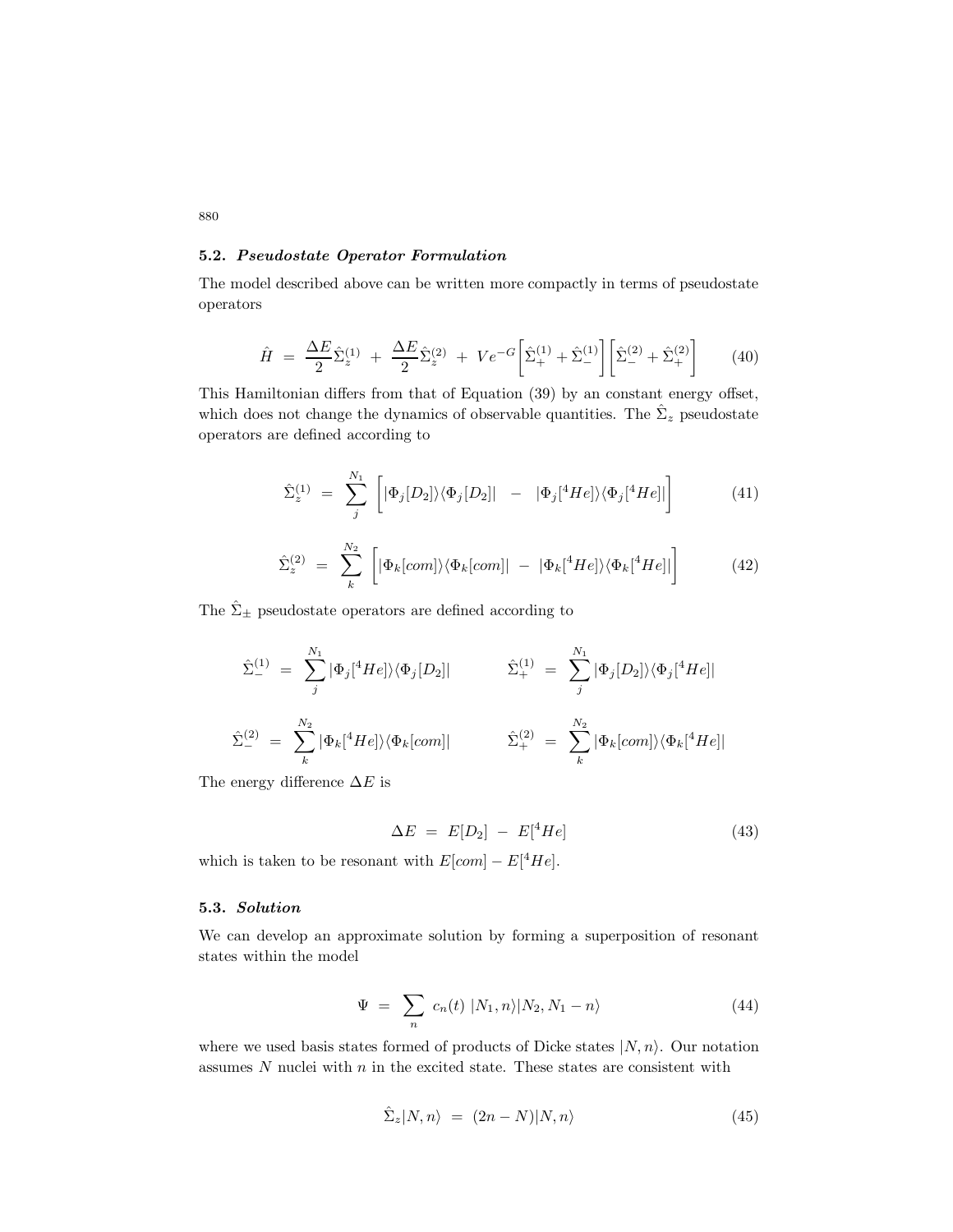### 5.2. *Pseudostate Operator Formulation*

The model described above can be written more compactly in terms of pseudostate operators

$$\hat{H} \ = \ \frac{\Delta E}{2}\hat{\Sigma}_z^{(1)} \ + \ \frac{\Delta E}{2}\hat{\Sigma}_z^{(2)} \ + \ Ve^{-G}\bigg[\hat{\Sigma}_+^{(1)} + \hat{\Sigma}_-^{(1)}\bigg]\bigg[\hat{\Sigma}_-^{(2)} + \hat{\Sigma}_+^{(2)}\bigg] \tag{40}$$

This Hamiltonian differs from that of Equation (39) by an constant energy offset, which does not change the dynamics of observable quantities. The $\hat{\Sigma}_z$ pseudostate operators are defined according to

$$\hat{\Sigma}_z^{(1)} \ = \ \sum_j^{N_1} \bigg[|\Phi_j[D_2]\rangle\langle\Phi_j[D_2]| \ \ - \ \ |\Phi_j[^4He]\rangle\langle\Phi_j[^4He]|\bigg] \tag{41}$$

$$\hat{\Sigma}_z^{(2)} \ = \ \sum_k^{N_2} \bigg[|\Phi_k[com]\rangle\langle\Phi_k[com]| \ - \ |\Phi_k[^4He]\rangle\langle\Phi_k[^4He]|\bigg] \tag{42}$$

The $\hat{\Sigma}_\pm$ pseudostate operators are defined according to

$$\hat{\Sigma}_-^{(1)} \ = \ \sum_j^{N_1} |\Phi_j[^4He]\rangle\langle\Phi_j[D_2]| \qquad\qquad \hat{\Sigma}_+^{(1)} \ = \ \sum_j^{N_1} |\Phi_j[D_2]\rangle\langle\Phi_j[^4He]|$$

$$\hat{\Sigma}_-^{(2)} \ = \ \sum_k^{N_2} |\Phi_k[^4He]\rangle\langle\Phi_k[com]| \qquad\qquad \hat{\Sigma}_+^{(2)} \ = \ \sum_k^{N_2} |\Phi_k[com]\rangle\langle\Phi_k[^4He]|$$

The energy difference $\Delta E$ is

$$\Delta E \ = \ E[D_2] \ - \ E[^4He] \tag{43}$$

which is taken to be resonant with $E[com] - E[^4He]$.

### 5.3. *Solution*

We can develop an approximate solution by forming a superposition of resonant states within the model

$$\Psi \ = \ \sum_n \ c_n(t) \ |N_1, n\rangle|N_2, N_1 - n\rangle \tag{44}$$

where we used basis states formed of products of Dicke states $|N, n\rangle$. Our notation assumes $N$ nuclei with $n$ in the excited state. These states are consistent with

$$\hat{\Sigma}_z|N, n\rangle \ = \ (2n - N)|N, n\rangle \tag{45}$$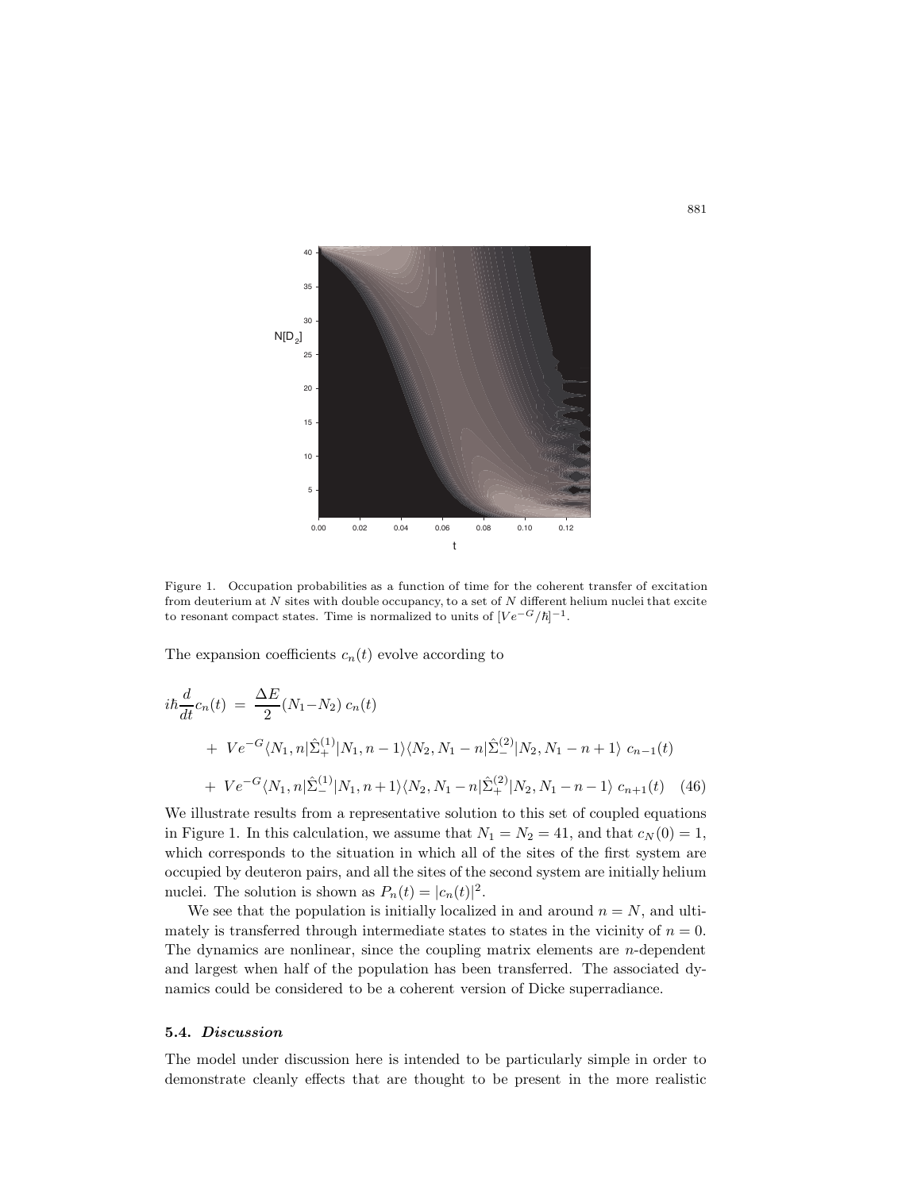Figure 1. Occupation probabilities as a function of time for the coherent transfer of excitation from deuterium at $N$ sites with double occupancy, to a set of $N$ different helium nuclei that excite to resonant compact states. Time is normalized to units of $[Ve^{-G}/\hbar]^{-1}$.

The expansion coefficients $c_n(t)$ evolve according to

$$
\begin{aligned}
i\hbar \frac{d}{dt} c_n(t) \; &= \; \frac{\Delta E}{2} (N_1 - N_2) \, c_n(t) \\
&+ \; V e^{-G} \langle N_1, n | \hat{\Sigma}_+^{(1)} | N_1, n-1 \rangle \langle N_2, N_1 - n | \hat{\Sigma}_-^{(2)} | N_2, N_1 - n + 1 \rangle \; c_{n-1}(t) \\
&+ \; V e^{-G} \langle N_1, n | \hat{\Sigma}_-^{(1)} | N_1, n+1 \rangle \langle N_2, N_1 - n | \hat{\Sigma}_+^{(2)} | N_2, N_1 - n - 1 \rangle \; c_{n+1}(t) \quad (46)
\end{aligned}
$$

We illustrate results from a representative solution to this set of coupled equations in Figure 1. In this calculation, we assume that $N_1 = N_2 = 41$, and that $c_N(0) = 1$, which corresponds to the situation in which all of the sites of the first system are occupied by deuteron pairs, and all the sites of the second system are initially helium nuclei. The solution is shown as $P_n(t) = |c_n(t)|^2$.

We see that the population is initially localized in and around $n = N$, and ultimately is transferred through intermediate states to states in the vicinity of $n = 0$. The dynamics are nonlinear, since the coupling matrix elements are $n$-dependent and largest when half of the population has been transferred. The associated dynamics could be considered to be a coherent version of Dicke superradiance.

### 5.4. *Discussion*

The model under discussion here is intended to be particularly simple in order to demonstrate cleanly effects that are thought to be present in the more realistic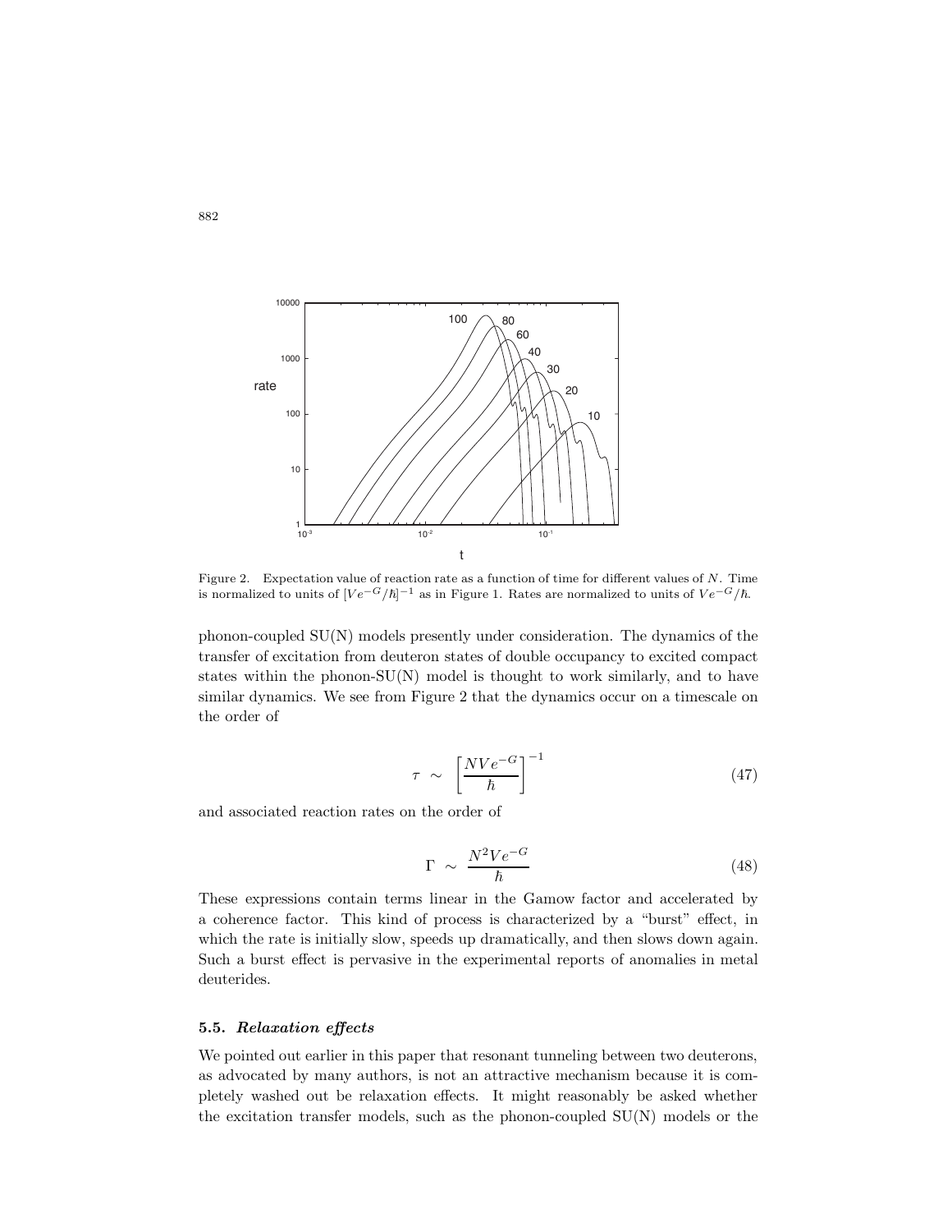Figure 2. Expectation value of reaction rate as a function of time for different values of $N$. Time is normalized to units of $[Ve^{-G}/\hbar]^{-1}$ as in Figure 1. Rates are normalized to units of $Ve^{-G}/\hbar$.

phonon-coupled SU(N) models presently under consideration. The dynamics of the transfer of excitation from deuteron states of double occupancy to excited compact states within the phonon-SU(N) model is thought to work similarly, and to have similar dynamics. We see from Figure 2 that the dynamics occur on a timescale on the order of

$$\tau \sim \left[ \frac{NVe^{-G}}{\hbar} \right]^{-1} \tag{47}$$

and associated reaction rates on the order of

$$\Gamma \sim \frac{N^2 Ve^{-G}}{\hbar} \tag{48}$$

These expressions contain terms linear in the Gamow factor and accelerated by a coherence factor. This kind of process is characterized by a "burst" effect, in which the rate is initially slow, speeds up dramatically, and then slows down again. Such a burst effect is pervasive in the experimental reports of anomalies in metal deuterides.

### 5.5. *Relaxation effects*

We pointed out earlier in this paper that resonant tunneling between two deuterons, as advocated by many authors, is not an attractive mechanism because it is completely washed out be relaxation effects. It might reasonably be asked whether the excitation transfer models, such as the phonon-coupled SU(N) models or the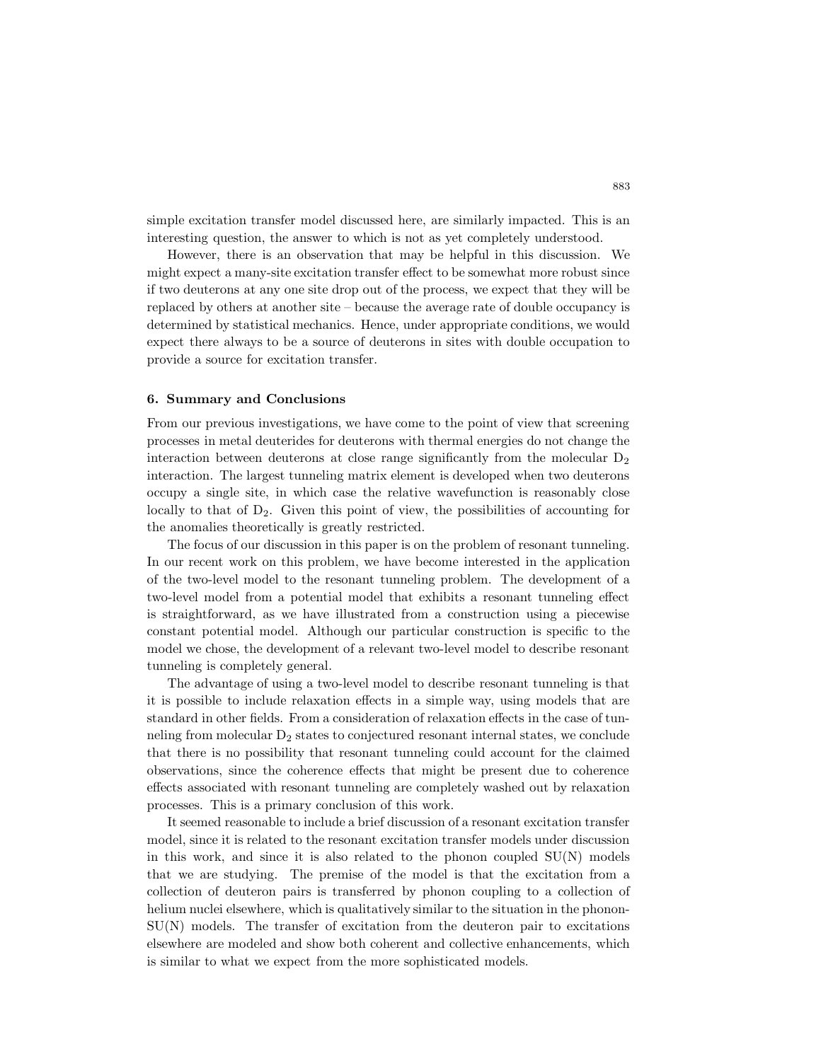simple excitation transfer model discussed here, are similarly impacted. This is an interesting question, the answer to which is not as yet completely understood.

However, there is an observation that may be helpful in this discussion. We might expect a many-site excitation transfer effect to be somewhat more robust since if two deuterons at any one site drop out of the process, we expect that they will be replaced by others at another site – because the average rate of double occupancy is determined by statistical mechanics. Hence, under appropriate conditions, we would expect there always to be a source of deuterons in sites with double occupation to provide a source for excitation transfer.

## 6. Summary and Conclusions

From our previous investigations, we have come to the point of view that screening processes in metal deuterides for deuterons with thermal energies do not change the interaction between deuterons at close range significantly from the molecular $D_2$ interaction. The largest tunneling matrix element is developed when two deuterons occupy a single site, in which case the relative wavefunction is reasonably close locally to that of $D_2$. Given this point of view, the possibilities of accounting for the anomalies theoretically is greatly restricted.

The focus of our discussion in this paper is on the problem of resonant tunneling. In our recent work on this problem, we have become interested in the application of the two-level model to the resonant tunneling problem. The development of a two-level model from a potential model that exhibits a resonant tunneling effect is straightforward, as we have illustrated from a construction using a piecewise constant potential model. Although our particular construction is specific to the model we chose, the development of a relevant two-level model to describe resonant tunneling is completely general.

The advantage of using a two-level model to describe resonant tunneling is that it is possible to include relaxation effects in a simple way, using models that are standard in other fields. From a consideration of relaxation effects in the case of tunneling from molecular $D_2$ states to conjectured resonant internal states, we conclude that there is no possibility that resonant tunneling could account for the claimed observations, since the coherence effects that might be present due to coherence effects associated with resonant tunneling are completely washed out by relaxation processes. This is a primary conclusion of this work.

It seemed reasonable to include a brief discussion of a resonant excitation transfer model, since it is related to the resonant excitation transfer models under discussion in this work, and since it is also related to the phonon coupled SU(N) models that we are studying. The premise of the model is that the excitation from a collection of deuteron pairs is transferred by phonon coupling to a collection of helium nuclei elsewhere, which is qualitatively similar to the situation in the phonon-SU(N) models. The transfer of excitation from the deuteron pair to excitations elsewhere are modeled and show both coherent and collective enhancements, which is similar to what we expect from the more sophisticated models.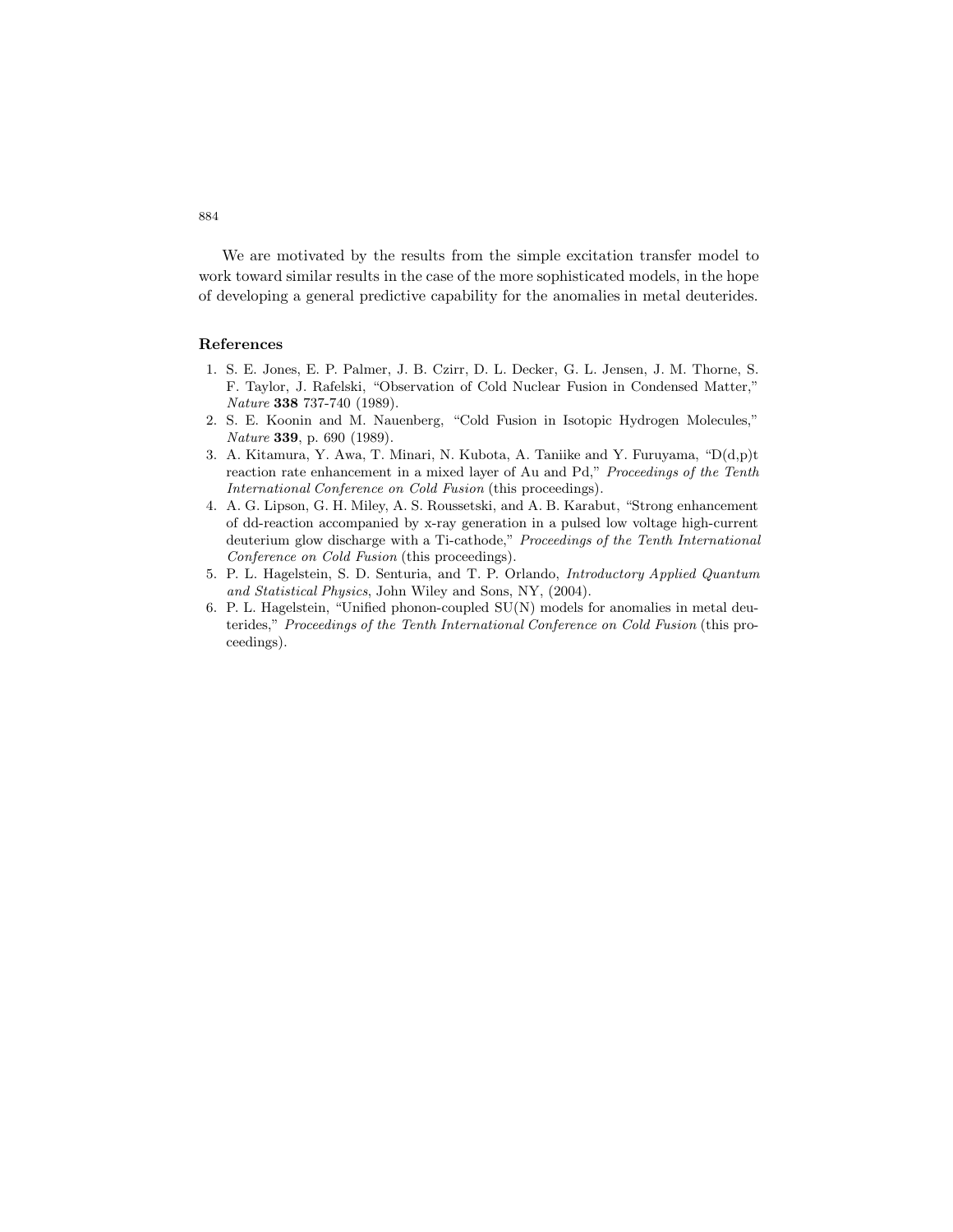We are motivated by the results from the simple excitation transfer model to work toward similar results in the case of the more sophisticated models, in the hope of developing a general predictive capability for the anomalies in metal deuterides.

## References

1. S. E. Jones, E. P. Palmer, J. B. Czirr, D. L. Decker, G. L. Jensen, J. M. Thorne, S. F. Taylor, J. Rafelski, "Observation of Cold Nuclear Fusion in Condensed Matter," *Nature* **338** 737-740 (1989).
2. S. E. Koonin and M. Nauenberg, "Cold Fusion in Isotopic Hydrogen Molecules," *Nature* **339**, p. 690 (1989).
3. A. Kitamura, Y. Awa, T. Minari, N. Kubota, A. Taniike and Y. Furuyama, "D(d,p)t reaction rate enhancement in a mixed layer of Au and Pd," *Proceedings of the Tenth International Conference on Cold Fusion* (this proceedings).
4. A. G. Lipson, G. H. Miley, A. S. Roussetski, and A. B. Karabut, "Strong enhancement of dd-reaction accompanied by x-ray generation in a pulsed low voltage high-current deuterium glow discharge with a Ti-cathode," *Proceedings of the Tenth International Conference on Cold Fusion* (this proceedings).
5. P. L. Hagelstein, S. D. Senturia, and T. P. Orlando, *Introductory Applied Quantum and Statistical Physics*, John Wiley and Sons, NY, (2004).
6. P. L. Hagelstein, "Unified phonon-coupled SU(N) models for anomalies in metal deuterides," *Proceedings of the Tenth International Conference on Cold Fusion* (this proceedings).